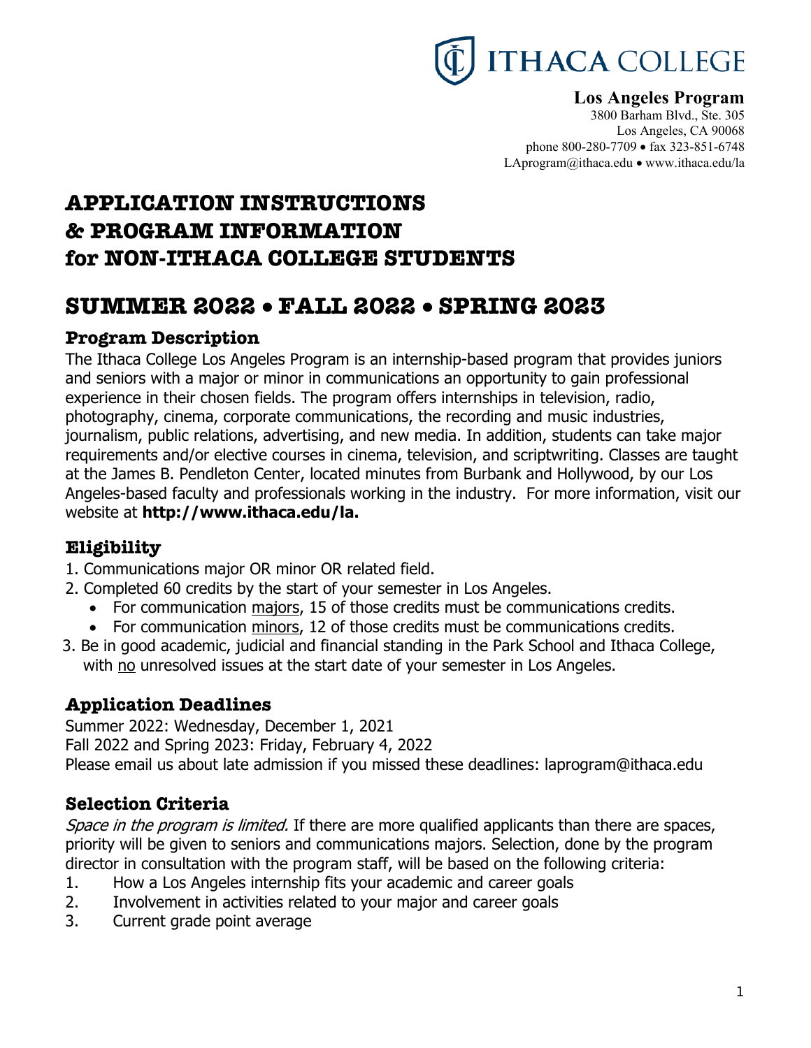# ITHACA COLLEGE

**Los Angeles Program**
3800 Barham Blvd., Ste. 305
Los Angeles, CA 90068
phone 800-280-7709 • fax 323-851-6748
LAprogram@ithaca.edu • www.ithaca.edu/la

# APPLICATION INSTRUCTIONS & PROGRAM INFORMATION for NON-ITHACA COLLEGE STUDENTS

# SUMMER 2022 • FALL 2022 • SPRING 2023

## Program Description

The Ithaca College Los Angeles Program is an internship-based program that provides juniors and seniors with a major or minor in communications an opportunity to gain professional experience in their chosen fields. The program offers internships in television, radio, photography, cinema, corporate communications, the recording and music industries, journalism, public relations, advertising, and new media. In addition, students can take major requirements and/or elective courses in cinema, television, and scriptwriting. Classes are taught at the James B. Pendleton Center, located minutes from Burbank and Hollywood, by our Los Angeles-based faculty and professionals working in the industry. For more information, visit our website at **http://www.ithaca.edu/la.**

## Eligibility

1. Communications major OR minor OR related field.
2. Completed 60 credits by the start of your semester in Los Angeles.
   - For communication majors, 15 of those credits must be communications credits.
   - For communication minors, 12 of those credits must be communications credits.
3. Be in good academic, judicial and financial standing in the Park School and Ithaca College, with no unresolved issues at the start date of your semester in Los Angeles.

## Application Deadlines

Summer 2022: Wednesday, December 1, 2021
Fall 2022 and Spring 2023: Friday, February 4, 2022
Please email us about late admission if you missed these deadlines: laprogram@ithaca.edu

## Selection Criteria

*Space in the program is limited.* If there are more qualified applicants than there are spaces, priority will be given to seniors and communications majors. Selection, done by the program director in consultation with the program staff, will be based on the following criteria:

1. How a Los Angeles internship fits your academic and career goals
2. Involvement in activities related to your major and career goals
3. Current grade point average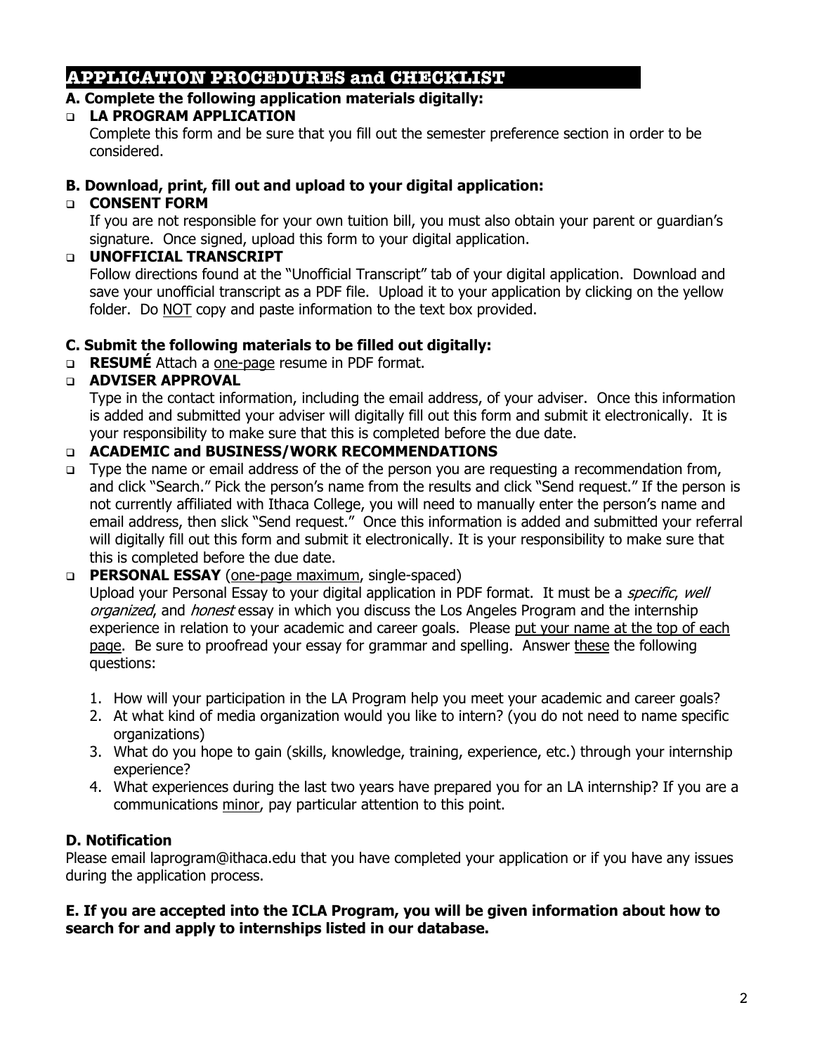## APPLICATION PROCEDURES and CHECKLIST

**A. Complete the following application materials digitally:**

- **LA PROGRAM APPLICATION**
  Complete this form and be sure that you fill out the semester preference section in order to be considered.

**B. Download, print, fill out and upload to your digital application:**

- **CONSENT FORM**
  If you are not responsible for your own tuition bill, you must also obtain your parent or guardian's signature. Once signed, upload this form to your digital application.
- **UNOFFICIAL TRANSCRIPT**
  Follow directions found at the "Unofficial Transcript" tab of your digital application. Download and save your unofficial transcript as a PDF file. Upload it to your application by clicking on the yellow folder. Do <u>NOT</u> copy and paste information to the text box provided.

**C. Submit the following materials to be filled out digitally:**

- **RESUMÉ** Attach a <u>one-page</u> resume in PDF format.
- **ADVISER APPROVAL**
  Type in the contact information, including the email address, of your adviser. Once this information is added and submitted your adviser will digitally fill out this form and submit it electronically. It is your responsibility to make sure that this is completed before the due date.
- **ACADEMIC and BUSINESS/WORK RECOMMENDATIONS**
- Type the name or email address of the of the person you are requesting a recommendation from, and click "Search." Pick the person's name from the results and click "Send request." If the person is not currently affiliated with Ithaca College, you will need to manually enter the person's name and email address, then slick "Send request." Once this information is added and submitted your referral will digitally fill out this form and submit it electronically. It is your responsibility to make sure that this is completed before the due date.
- **PERSONAL ESSAY** (<u>one-page maximum</u>, single-spaced)
  Upload your Personal Essay to your digital application in PDF format. It must be a *specific*, *well organized*, and *honest* essay in which you discuss the Los Angeles Program and the internship experience in relation to your academic and career goals. Please <u>put your name at the top of each page</u>. Be sure to proofread your essay for grammar and spelling. Answer <u>these</u> the following questions:

  1. How will your participation in the LA Program help you meet your academic and career goals?
  2. At what kind of media organization would you like to intern? (you do not need to name specific organizations)
  3. What do you hope to gain (skills, knowledge, training, experience, etc.) through your internship experience?
  4. What experiences during the last two years have prepared you for an LA internship? If you are a communications <u>minor</u>, pay particular attention to this point.

**D. Notification**

Please email laprogram@ithaca.edu that you have completed your application or if you have any issues during the application process.

**E. If you are accepted into the ICLA Program, you will be given information about how to search for and apply to internships listed in our database.**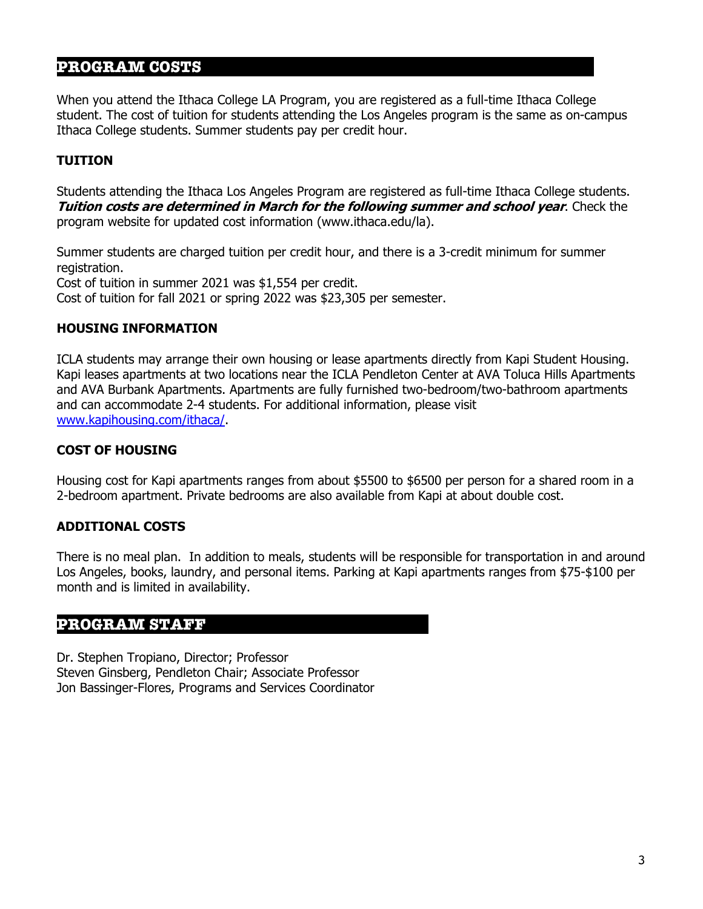## PROGRAM COSTS

When you attend the Ithaca College LA Program, you are registered as a full-time Ithaca College student. The cost of tuition for students attending the Los Angeles program is the same as on-campus Ithaca College students. Summer students pay per credit hour.

### TUITION

Students attending the Ithaca Los Angeles Program are registered as full-time Ithaca College students. ***Tuition costs are determined in March for the following summer and school year***. Check the program website for updated cost information (www.ithaca.edu/la).

Summer students are charged tuition per credit hour, and there is a 3-credit minimum for summer registration.
Cost of tuition in summer 2021 was $1,554 per credit.
Cost of tuition for fall 2021 or spring 2022 was $23,305 per semester.

### HOUSING INFORMATION

ICLA students may arrange their own housing or lease apartments directly from Kapi Student Housing. Kapi leases apartments at two locations near the ICLA Pendleton Center at AVA Toluca Hills Apartments and AVA Burbank Apartments. Apartments are fully furnished two-bedroom/two-bathroom apartments and can accommodate 2-4 students. For additional information, please visit [www.kapihousing.com/ithaca/](www.kapihousing.com/ithaca/).

### COST OF HOUSING

Housing cost for Kapi apartments ranges from about $5500 to $6500 per person for a shared room in a 2-bedroom apartment. Private bedrooms are also available from Kapi at about double cost.

### ADDITIONAL COSTS

There is no meal plan. In addition to meals, students will be responsible for transportation in and around Los Angeles, books, laundry, and personal items. Parking at Kapi apartments ranges from $75-$100 per month and is limited in availability.

## PROGRAM STAFF

Dr. Stephen Tropiano, Director; Professor
Steven Ginsberg, Pendleton Chair; Associate Professor
Jon Bassinger-Flores, Programs and Services Coordinator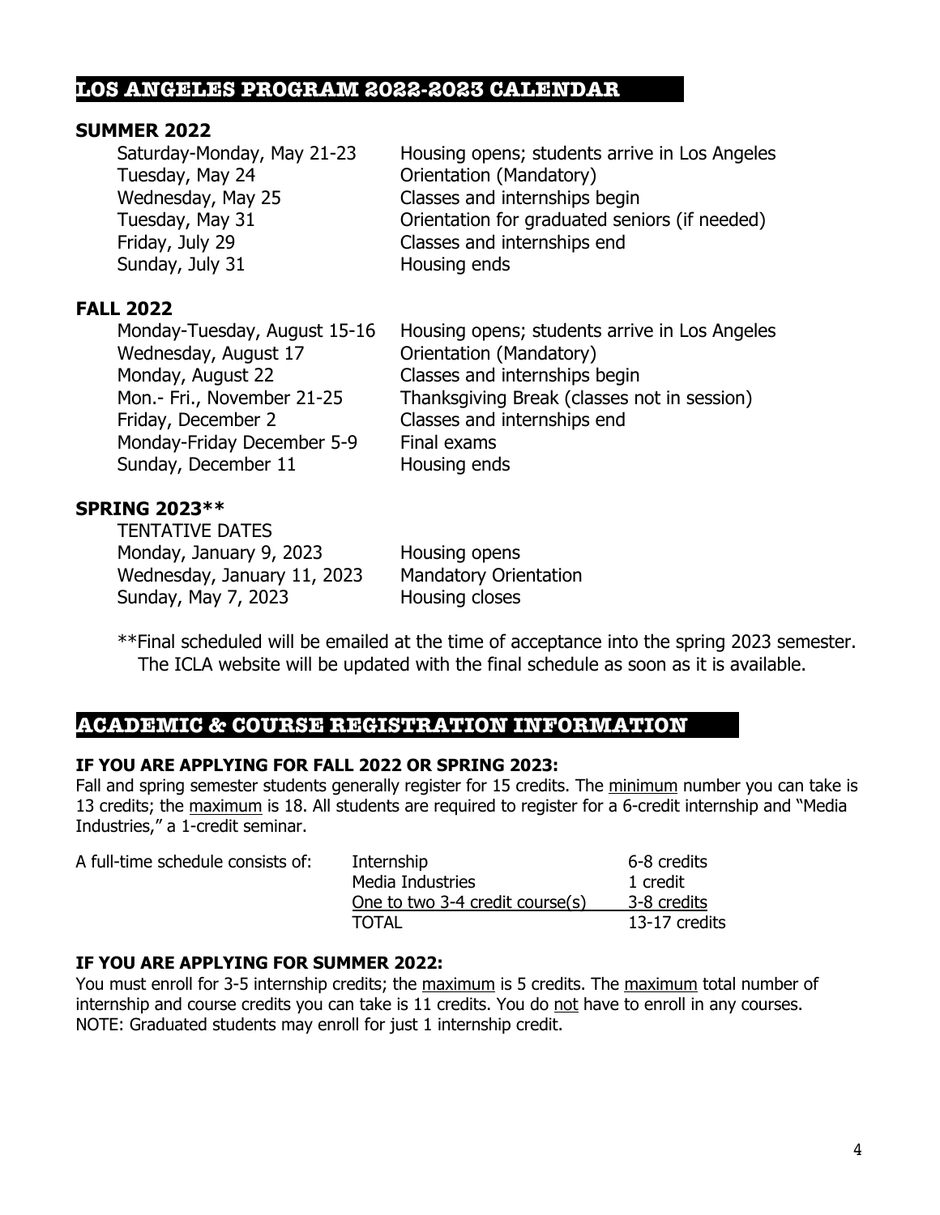## LOS ANGELES PROGRAM 2022-2023 CALENDAR

### SUMMER 2022

| | |
|---|---|
| Saturday-Monday, May 21-23 | Housing opens; students arrive in Los Angeles |
| Tuesday, May 24 | Orientation (Mandatory) |
| Wednesday, May 25 | Classes and internships begin |
| Tuesday, May 31 | Orientation for graduated seniors (if needed) |
| Friday, July 29 | Classes and internships end |
| Sunday, July 31 | Housing ends |

### FALL 2022

| | |
|---|---|
| Monday-Tuesday, August 15-16 | Housing opens; students arrive in Los Angeles |
| Wednesday, August 17 | Orientation (Mandatory) |
| Monday, August 22 | Classes and internships begin |
| Mon.- Fri., November 21-25 | Thanksgiving Break (classes not in session) |
| Friday, December 2 | Classes and internships end |
| Monday-Friday December 5-9 | Final exams |
| Sunday, December 11 | Housing ends |

### SPRING 2023**

TENTATIVE DATES

| | |
|---|---|
| Monday, January 9, 2023 | Housing opens |
| Wednesday, January 11, 2023 | Mandatory Orientation |
| Sunday, May 7, 2023 | Housing closes |

**Final scheduled will be emailed at the time of acceptance into the spring 2023 semester. The ICLA website will be updated with the final schedule as soon as it is available.

## ACADEMIC & COURSE REGISTRATION INFORMATION

**IF YOU ARE APPLYING FOR FALL 2022 OR SPRING 2023:**

Fall and spring semester students generally register for 15 credits. The minimum number you can take is 13 credits; the maximum is 18. All students are required to register for a 6-credit internship and "Media Industries," a 1-credit seminar.

| A full-time schedule consists of: | | |
|---|---|---|
| | Internship | 6-8 credits |
| | Media Industries | 1 credit |
| | One to two 3-4 credit course(s) | 3-8 credits |
| | TOTAL | 13-17 credits |

**IF YOU ARE APPLYING FOR SUMMER 2022:**

You must enroll for 3-5 internship credits; the maximum is 5 credits. The maximum total number of internship and course credits you can take is 11 credits. You do not have to enroll in any courses. NOTE: Graduated students may enroll for just 1 internship credit.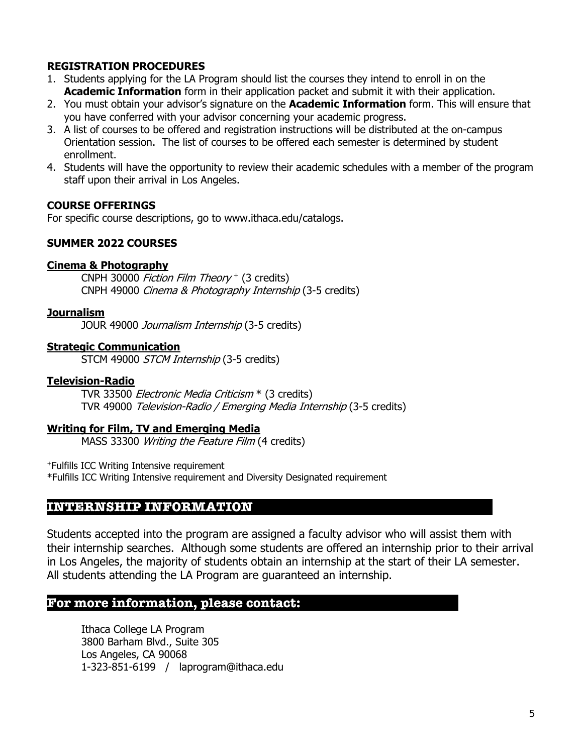## REGISTRATION PROCEDURES

1. Students applying for the LA Program should list the courses they intend to enroll in on the **Academic Information** form in their application packet and submit it with their application.
2. You must obtain your advisor's signature on the **Academic Information** form. This will ensure that you have conferred with your advisor concerning your academic progress.
3. A list of courses to be offered and registration instructions will be distributed at the on-campus Orientation session. The list of courses to be offered each semester is determined by student enrollment.
4. Students will have the opportunity to review their academic schedules with a member of the program staff upon their arrival in Los Angeles.

## COURSE OFFERINGS

For specific course descriptions, go to www.ithaca.edu/catalogs.

### SUMMER 2022 COURSES

**Cinema & Photography**

CNPH 30000 *Fiction Film Theory* + (3 credits)
CNPH 49000 *Cinema & Photography Internship* (3-5 credits)

**Journalism**

JOUR 49000 *Journalism Internship* (3-5 credits)

**Strategic Communication**

STCM 49000 *STCM Internship* (3-5 credits)

**Television-Radio**

TVR 33500 *Electronic Media Criticism* * (3 credits)
TVR 49000 *Television-Radio / Emerging Media Internship* (3-5 credits)

**Writing for Film, TV and Emerging Media**

MASS 33300 *Writing the Feature Film* (4 credits)

+Fulfills ICC Writing Intensive requirement
*Fulfills ICC Writing Intensive requirement and Diversity Designated requirement

## INTERNSHIP INFORMATION

Students accepted into the program are assigned a faculty advisor who will assist them with their internship searches. Although some students are offered an internship prior to their arrival in Los Angeles, the majority of students obtain an internship at the start of their LA semester. All students attending the LA Program are guaranteed an internship.

## For more information, please contact:

Ithaca College LA Program
3800 Barham Blvd., Suite 305
Los Angeles, CA 90068
1-323-851-6199 / laprogram@ithaca.edu